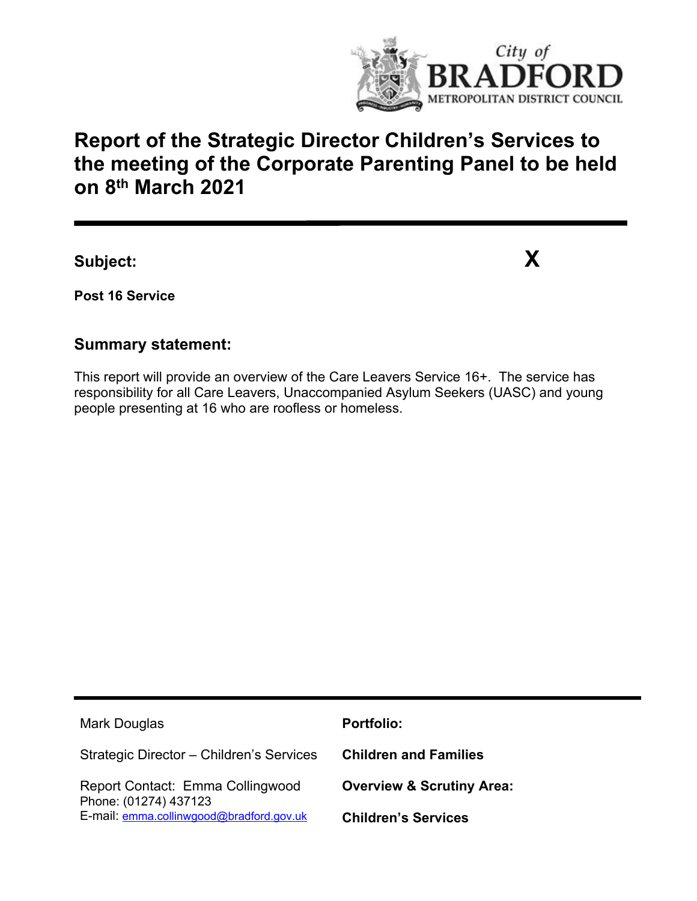City of BRADFORD METROPOLITAN DISTRICT COUNCIL

# Report of the Strategic Director Children's Services to the meeting of the Corporate Parenting Panel to be held on 8th March 2021

## Subject:

**X**

**Post 16 Service**

## Summary statement:

This report will provide an overview of the Care Leavers Service 16+. The service has responsibility for all Care Leavers, Unaccompanied Asylum Seekers (UASC) and young people presenting at 16 who are roofless or homeless.

| | |
|---|---|
| Mark Douglas | **Portfolio:** |
| Strategic Director – Children's Services | **Children and Families** |
| Report Contact: Emma Collingwood<br>Phone: (01274) 437123<br>E-mail: emma.collinwgood@bradford.gov.uk | **Overview & Scrutiny Area:** |
| | **Children's Services** |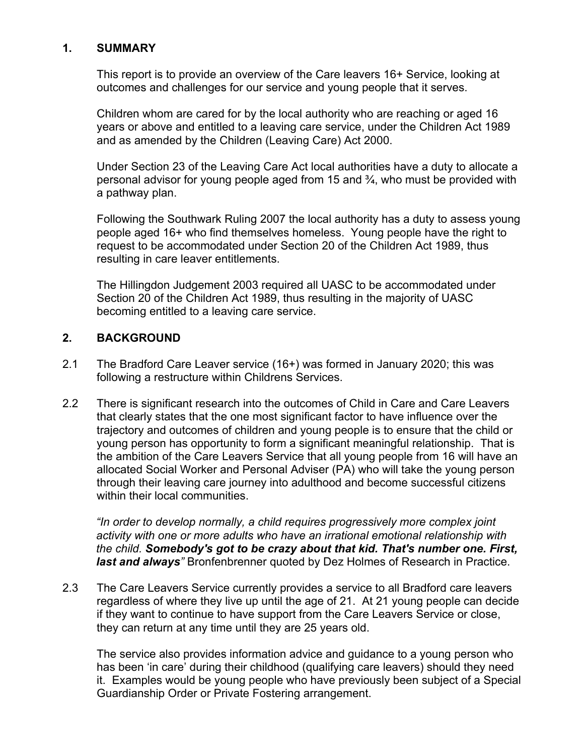## 1. SUMMARY

This report is to provide an overview of the Care leavers 16+ Service, looking at outcomes and challenges for our service and young people that it serves.

Children whom are cared for by the local authority who are reaching or aged 16 years or above and entitled to a leaving care service, under the Children Act 1989 and as amended by the Children (Leaving Care) Act 2000.

Under Section 23 of the Leaving Care Act local authorities have a duty to allocate a personal advisor for young people aged from 15 and ¾, who must be provided with a pathway plan.

Following the Southwark Ruling 2007 the local authority has a duty to assess young people aged 16+ who find themselves homeless. Young people have the right to request to be accommodated under Section 20 of the Children Act 1989, thus resulting in care leaver entitlements.

The Hillingdon Judgement 2003 required all UASC to be accommodated under Section 20 of the Children Act 1989, thus resulting in the majority of UASC becoming entitled to a leaving care service.

## 2. BACKGROUND

2.1 The Bradford Care Leaver service (16+) was formed in January 2020; this was following a restructure within Childrens Services.

2.2 There is significant research into the outcomes of Child in Care and Care Leavers that clearly states that the one most significant factor to have influence over the trajectory and outcomes of children and young people is to ensure that the child or young person has opportunity to form a significant meaningful relationship. That is the ambition of the Care Leavers Service that all young people from 16 will have an allocated Social Worker and Personal Adviser (PA) who will take the young person through their leaving care journey into adulthood and become successful citizens within their local communities.

*"In order to develop normally, a child requires progressively more complex joint activity with one or more adults who have an irrational emotional relationship with the child.* ***Somebody's got to be crazy about that kid. That's number one. First, last and always****"* Bronfenbrenner quoted by Dez Holmes of Research in Practice.

2.3 The Care Leavers Service currently provides a service to all Bradford care leavers regardless of where they live up until the age of 21. At 21 young people can decide if they want to continue to have support from the Care Leavers Service or close, they can return at any time until they are 25 years old.

The service also provides information advice and guidance to a young person who has been 'in care' during their childhood (qualifying care leavers) should they need it. Examples would be young people who have previously been subject of a Special Guardianship Order or Private Fostering arrangement.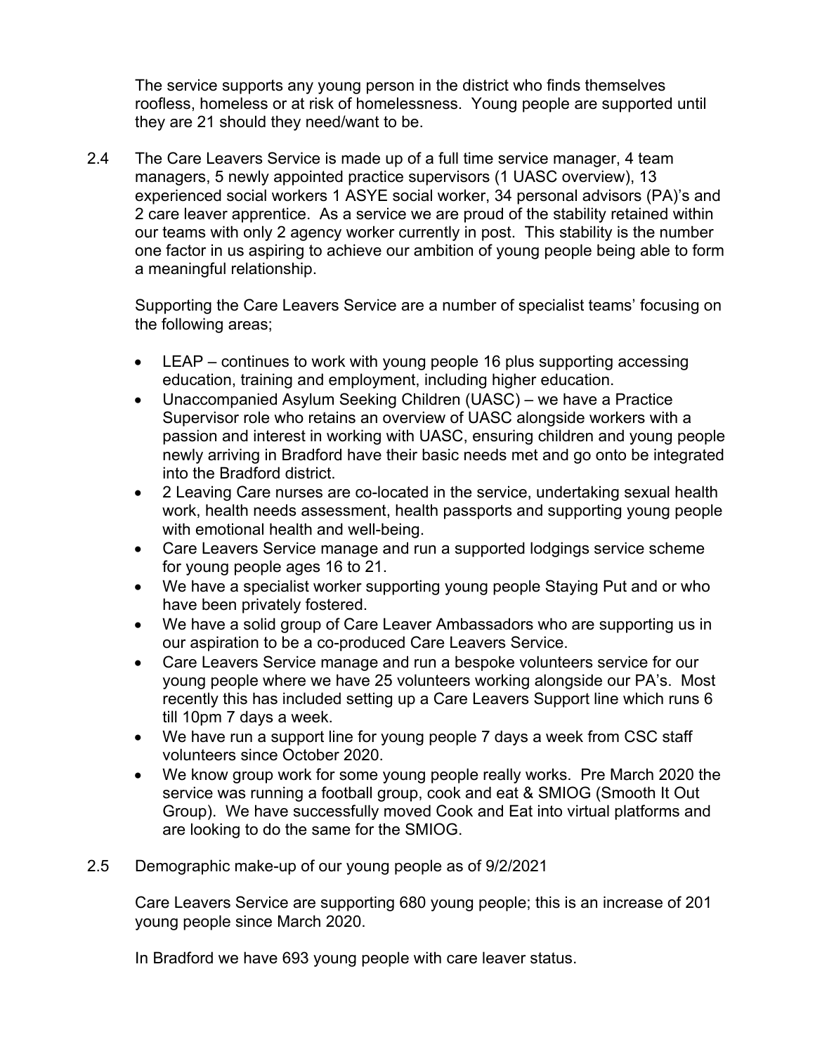The service supports any young person in the district who finds themselves roofless, homeless or at risk of homelessness. Young people are supported until they are 21 should they need/want to be.

2.4 The Care Leavers Service is made up of a full time service manager, 4 team managers, 5 newly appointed practice supervisors (1 UASC overview), 13 experienced social workers 1 ASYE social worker, 34 personal advisors (PA)'s and 2 care leaver apprentice. As a service we are proud of the stability retained within our teams with only 2 agency worker currently in post. This stability is the number one factor in us aspiring to achieve our ambition of young people being able to form a meaningful relationship.

Supporting the Care Leavers Service are a number of specialist teams' focusing on the following areas;

- LEAP – continues to work with young people 16 plus supporting accessing education, training and employment, including higher education.
- Unaccompanied Asylum Seeking Children (UASC) – we have a Practice Supervisor role who retains an overview of UASC alongside workers with a passion and interest in working with UASC, ensuring children and young people newly arriving in Bradford have their basic needs met and go onto be integrated into the Bradford district.
- 2 Leaving Care nurses are co-located in the service, undertaking sexual health work, health needs assessment, health passports and supporting young people with emotional health and well-being.
- Care Leavers Service manage and run a supported lodgings service scheme for young people ages 16 to 21.
- We have a specialist worker supporting young people Staying Put and or who have been privately fostered.
- We have a solid group of Care Leaver Ambassadors who are supporting us in our aspiration to be a co-produced Care Leavers Service.
- Care Leavers Service manage and run a bespoke volunteers service for our young people where we have 25 volunteers working alongside our PA's. Most recently this has included setting up a Care Leavers Support line which runs 6 till 10pm 7 days a week.
- We have run a support line for young people 7 days a week from CSC staff volunteers since October 2020.
- We know group work for some young people really works. Pre March 2020 the service was running a football group, cook and eat & SMIOG (Smooth It Out Group). We have successfully moved Cook and Eat into virtual platforms and are looking to do the same for the SMIOG.

2.5 Demographic make-up of our young people as of 9/2/2021

Care Leavers Service are supporting 680 young people; this is an increase of 201 young people since March 2020.

In Bradford we have 693 young people with care leaver status.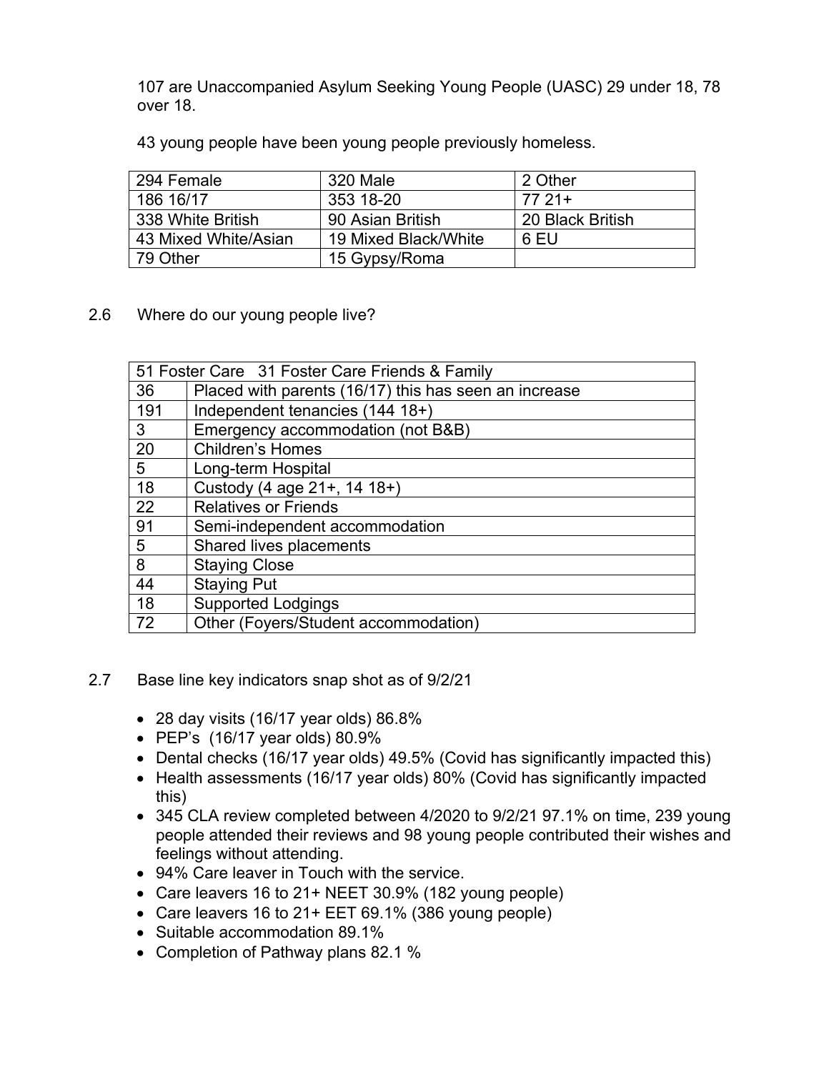107 are Unaccompanied Asylum Seeking Young People (UASC) 29 under 18, 78 over 18.

43 young people have been young people previously homeless.

| 294 Female | 320 Male | 2 Other |
|---|---|---|
| 186 16/17 | 353 18-20 | 77 21+ |
| 338 White British | 90 Asian British | 20 Black British |
| 43 Mixed White/Asian | 19 Mixed Black/White | 6 EU |
| 79 Other | 15 Gypsy/Roma | |

2.6 Where do our young people live?

| 51 Foster Care 31 Foster Care Friends & Family | |
|---|---|
| 36 | Placed with parents (16/17) this has seen an increase |
| 191 | Independent tenancies (144 18+) |
| 3 | Emergency accommodation (not B&B) |
| 20 | Children's Homes |
| 5 | Long-term Hospital |
| 18 | Custody (4 age 21+, 14 18+) |
| 22 | Relatives or Friends |
| 91 | Semi-independent accommodation |
| 5 | Shared lives placements |
| 8 | Staying Close |
| 44 | Staying Put |
| 18 | Supported Lodgings |
| 72 | Other (Foyers/Student accommodation) |

2.7 Base line key indicators snap shot as of 9/2/21

- 28 day visits (16/17 year olds) 86.8%
- PEP's (16/17 year olds) 80.9%
- Dental checks (16/17 year olds) 49.5% (Covid has significantly impacted this)
- Health assessments (16/17 year olds) 80% (Covid has significantly impacted this)
- 345 CLA review completed between 4/2020 to 9/2/21 97.1% on time, 239 young people attended their reviews and 98 young people contributed their wishes and feelings without attending.
- 94% Care leaver in Touch with the service.
- Care leavers 16 to 21+ NEET 30.9% (182 young people)
- Care leavers 16 to 21+ EET 69.1% (386 young people)
- Suitable accommodation 89.1%
- Completion of Pathway plans 82.1 %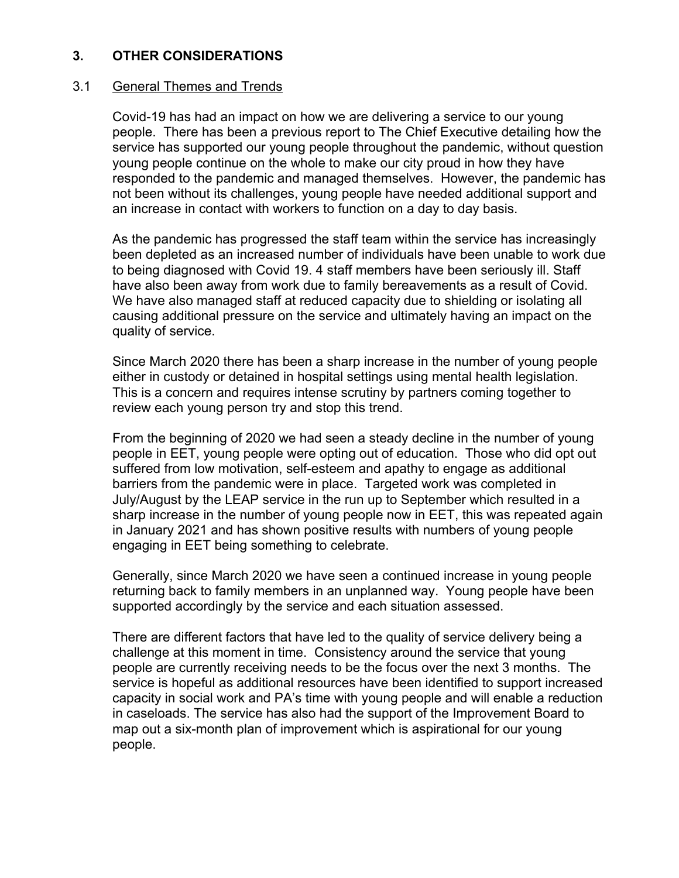## 3. OTHER CONSIDERATIONS

### 3.1 General Themes and Trends

Covid-19 has had an impact on how we are delivering a service to our young people. There has been a previous report to The Chief Executive detailing how the service has supported our young people throughout the pandemic, without question young people continue on the whole to make our city proud in how they have responded to the pandemic and managed themselves. However, the pandemic has not been without its challenges, young people have needed additional support and an increase in contact with workers to function on a day to day basis.

As the pandemic has progressed the staff team within the service has increasingly been depleted as an increased number of individuals have been unable to work due to being diagnosed with Covid 19. 4 staff members have been seriously ill. Staff have also been away from work due to family bereavements as a result of Covid. We have also managed staff at reduced capacity due to shielding or isolating all causing additional pressure on the service and ultimately having an impact on the quality of service.

Since March 2020 there has been a sharp increase in the number of young people either in custody or detained in hospital settings using mental health legislation. This is a concern and requires intense scrutiny by partners coming together to review each young person try and stop this trend.

From the beginning of 2020 we had seen a steady decline in the number of young people in EET, young people were opting out of education. Those who did opt out suffered from low motivation, self-esteem and apathy to engage as additional barriers from the pandemic were in place. Targeted work was completed in July/August by the LEAP service in the run up to September which resulted in a sharp increase in the number of young people now in EET, this was repeated again in January 2021 and has shown positive results with numbers of young people engaging in EET being something to celebrate.

Generally, since March 2020 we have seen a continued increase in young people returning back to family members in an unplanned way. Young people have been supported accordingly by the service and each situation assessed.

There are different factors that have led to the quality of service delivery being a challenge at this moment in time. Consistency around the service that young people are currently receiving needs to be the focus over the next 3 months. The service is hopeful as additional resources have been identified to support increased capacity in social work and PA's time with young people and will enable a reduction in caseloads. The service has also had the support of the Improvement Board to map out a six-month plan of improvement which is aspirational for our young people.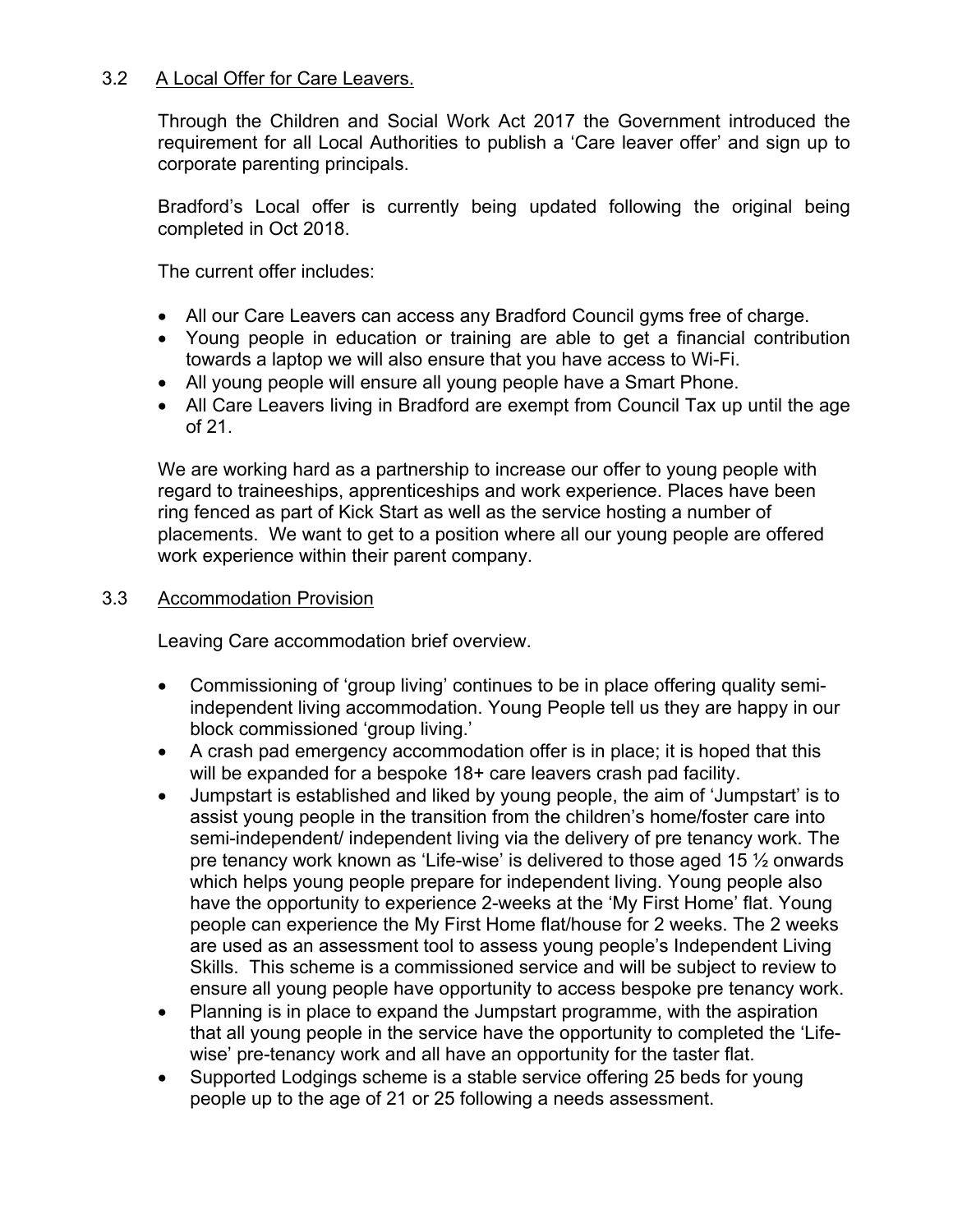### 3.2 A Local Offer for Care Leavers.

Through the Children and Social Work Act 2017 the Government introduced the requirement for all Local Authorities to publish a 'Care leaver offer' and sign up to corporate parenting principals.

Bradford's Local offer is currently being updated following the original being completed in Oct 2018.

The current offer includes:

- All our Care Leavers can access any Bradford Council gyms free of charge.
- Young people in education or training are able to get a financial contribution towards a laptop we will also ensure that you have access to Wi-Fi.
- All young people will ensure all young people have a Smart Phone.
- All Care Leavers living in Bradford are exempt from Council Tax up until the age of 21.

We are working hard as a partnership to increase our offer to young people with regard to traineeships, apprenticeships and work experience. Places have been ring fenced as part of Kick Start as well as the service hosting a number of placements. We want to get to a position where all our young people are offered work experience within their parent company.

### 3.3 Accommodation Provision

Leaving Care accommodation brief overview.

- Commissioning of 'group living' continues to be in place offering quality semi-independent living accommodation. Young People tell us they are happy in our block commissioned 'group living.'
- A crash pad emergency accommodation offer is in place; it is hoped that this will be expanded for a bespoke 18+ care leavers crash pad facility.
- Jumpstart is established and liked by young people, the aim of 'Jumpstart' is to assist young people in the transition from the children's home/foster care into semi-independent/ independent living via the delivery of pre tenancy work. The pre tenancy work known as 'Life-wise' is delivered to those aged 15 ½ onwards which helps young people prepare for independent living. Young people also have the opportunity to experience 2-weeks at the 'My First Home' flat. Young people can experience the My First Home flat/house for 2 weeks. The 2 weeks are used as an assessment tool to assess young people's Independent Living Skills. This scheme is a commissioned service and will be subject to review to ensure all young people have opportunity to access bespoke pre tenancy work.
- Planning is in place to expand the Jumpstart programme, with the aspiration that all young people in the service have the opportunity to completed the 'Life-wise' pre-tenancy work and all have an opportunity for the taster flat.
- Supported Lodgings scheme is a stable service offering 25 beds for young people up to the age of 21 or 25 following a needs assessment.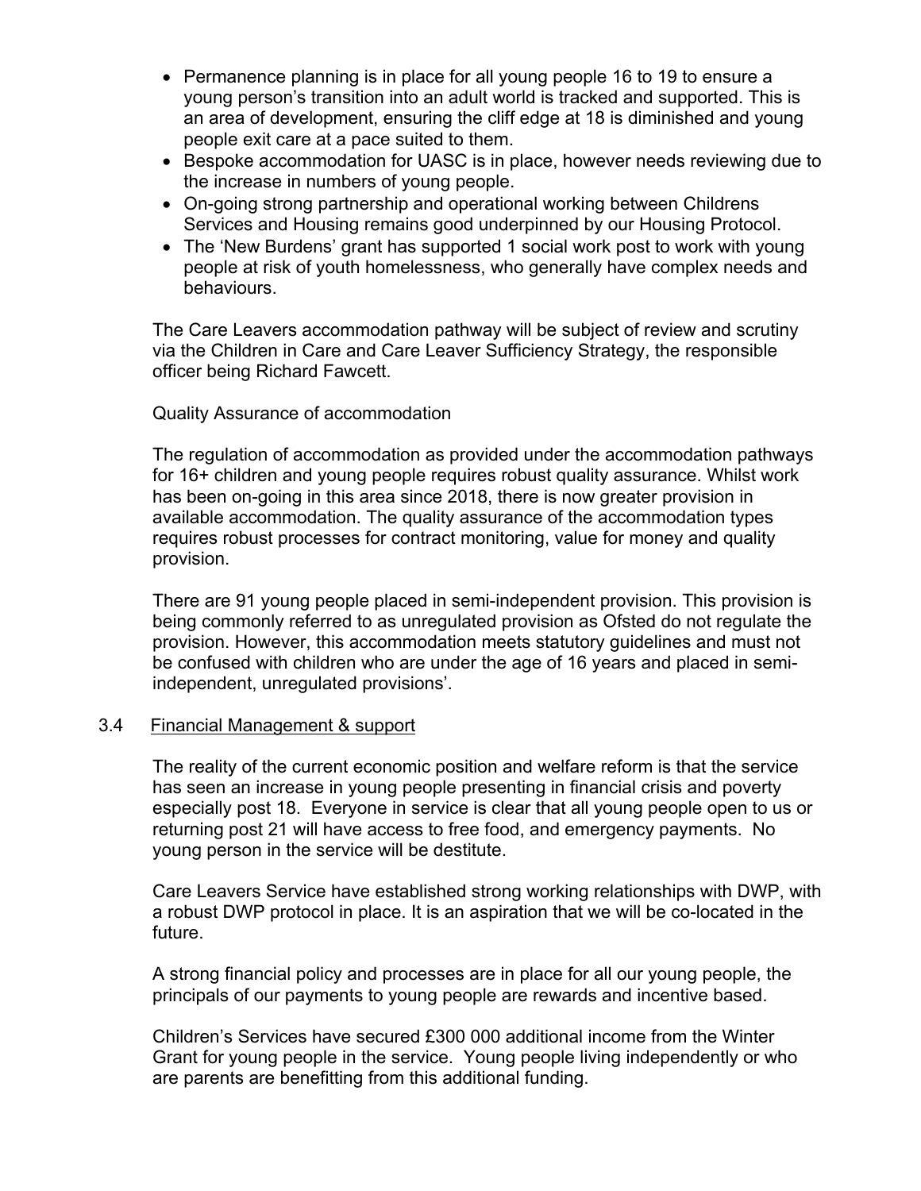- Permanence planning is in place for all young people 16 to 19 to ensure a young person's transition into an adult world is tracked and supported. This is an area of development, ensuring the cliff edge at 18 is diminished and young people exit care at a pace suited to them.
- Bespoke accommodation for UASC is in place, however needs reviewing due to the increase in numbers of young people.
- On-going strong partnership and operational working between Childrens Services and Housing remains good underpinned by our Housing Protocol.
- The 'New Burdens' grant has supported 1 social work post to work with young people at risk of youth homelessness, who generally have complex needs and behaviours.

The Care Leavers accommodation pathway will be subject of review and scrutiny via the Children in Care and Care Leaver Sufficiency Strategy, the responsible officer being Richard Fawcett.

Quality Assurance of accommodation

The regulation of accommodation as provided under the accommodation pathways for 16+ children and young people requires robust quality assurance. Whilst work has been on-going in this area since 2018, there is now greater provision in available accommodation. The quality assurance of the accommodation types requires robust processes for contract monitoring, value for money and quality provision.

There are 91 young people placed in semi-independent provision. This provision is being commonly referred to as unregulated provision as Ofsted do not regulate the provision. However, this accommodation meets statutory guidelines and must not be confused with children who are under the age of 16 years and placed in semi-independent, unregulated provisions'.

## 3.4 Financial Management & support

The reality of the current economic position and welfare reform is that the service has seen an increase in young people presenting in financial crisis and poverty especially post 18. Everyone in service is clear that all young people open to us or returning post 21 will have access to free food, and emergency payments. No young person in the service will be destitute.

Care Leavers Service have established strong working relationships with DWP, with a robust DWP protocol in place. It is an aspiration that we will be co-located in the future.

A strong financial policy and processes are in place for all our young people, the principals of our payments to young people are rewards and incentive based.

Children's Services have secured £300 000 additional income from the Winter Grant for young people in the service. Young people living independently or who are parents are benefitting from this additional funding.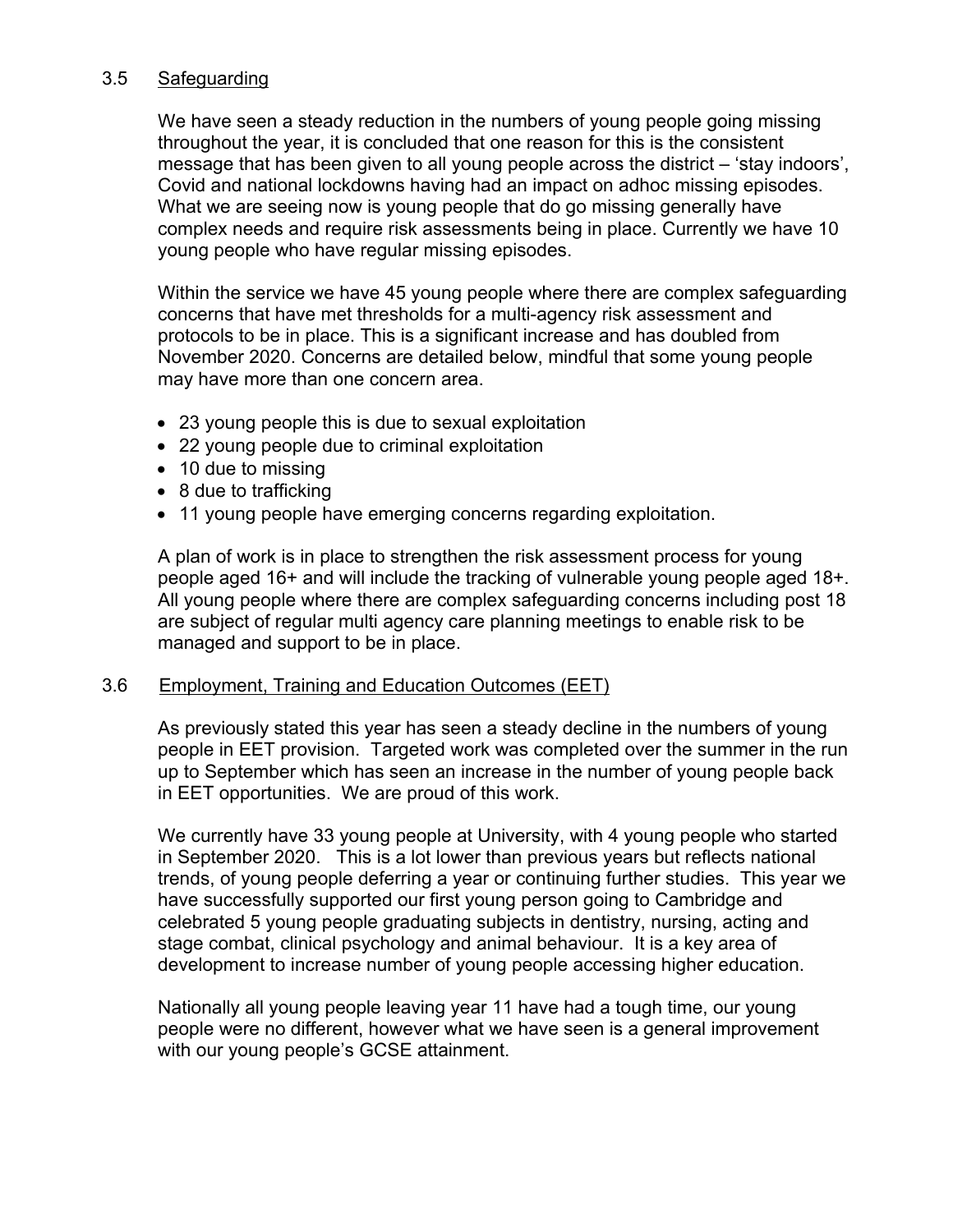### 3.5 Safeguarding

We have seen a steady reduction in the numbers of young people going missing throughout the year, it is concluded that one reason for this is the consistent message that has been given to all young people across the district – 'stay indoors', Covid and national lockdowns having had an impact on adhoc missing episodes. What we are seeing now is young people that do go missing generally have complex needs and require risk assessments being in place. Currently we have 10 young people who have regular missing episodes.

Within the service we have 45 young people where there are complex safeguarding concerns that have met thresholds for a multi-agency risk assessment and protocols to be in place. This is a significant increase and has doubled from November 2020. Concerns are detailed below, mindful that some young people may have more than one concern area.

- 23 young people this is due to sexual exploitation
- 22 young people due to criminal exploitation
- 10 due to missing
- 8 due to trafficking
- 11 young people have emerging concerns regarding exploitation.

A plan of work is in place to strengthen the risk assessment process for young people aged 16+ and will include the tracking of vulnerable young people aged 18+. All young people where there are complex safeguarding concerns including post 18 are subject of regular multi agency care planning meetings to enable risk to be managed and support to be in place.

### 3.6 Employment, Training and Education Outcomes (EET)

As previously stated this year has seen a steady decline in the numbers of young people in EET provision. Targeted work was completed over the summer in the run up to September which has seen an increase in the number of young people back in EET opportunities. We are proud of this work.

We currently have 33 young people at University, with 4 young people who started in September 2020. This is a lot lower than previous years but reflects national trends, of young people deferring a year or continuing further studies. This year we have successfully supported our first young person going to Cambridge and celebrated 5 young people graduating subjects in dentistry, nursing, acting and stage combat, clinical psychology and animal behaviour. It is a key area of development to increase number of young people accessing higher education.

Nationally all young people leaving year 11 have had a tough time, our young people were no different, however what we have seen is a general improvement with our young people's GCSE attainment.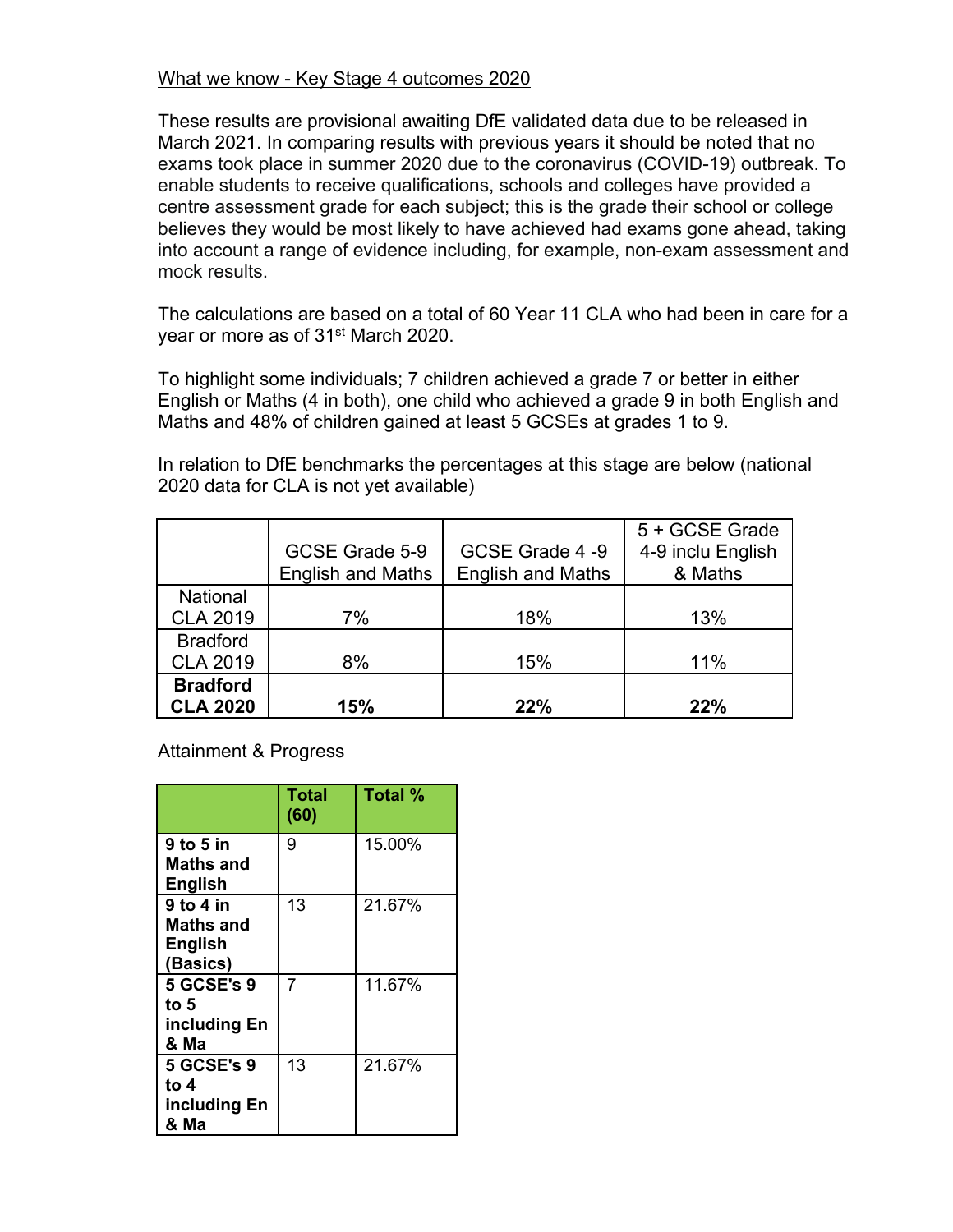What we know - Key Stage 4 outcomes 2020

These results are provisional awaiting DfE validated data due to be released in March 2021. In comparing results with previous years it should be noted that no exams took place in summer 2020 due to the coronavirus (COVID-19) outbreak. To enable students to receive qualifications, schools and colleges have provided a centre assessment grade for each subject; this is the grade their school or college believes they would be most likely to have achieved had exams gone ahead, taking into account a range of evidence including, for example, non-exam assessment and mock results.

The calculations are based on a total of 60 Year 11 CLA who had been in care for a year or more as of 31st March 2020.

To highlight some individuals; 7 children achieved a grade 7 or better in either English or Maths (4 in both), one child who achieved a grade 9 in both English and Maths and 48% of children gained at least 5 GCSEs at grades 1 to 9.

In relation to DfE benchmarks the percentages at this stage are below (national 2020 data for CLA is not yet available)

| | GCSE Grade 5-9 English and Maths | GCSE Grade 4 -9 English and Maths | 5 + GCSE Grade 4-9 inclu English & Maths |
|---|---|---|---|
| National CLA 2019 | 7% | 18% | 13% |
| Bradford CLA 2019 | 8% | 15% | 11% |
| **Bradford CLA 2020** | **15%** | **22%** | **22%** |

Attainment & Progress

| | Total (60) | Total % |
|---|---|---|
| **9 to 5 in Maths and English** | 9 | 15.00% |
| **9 to 4 in Maths and English (Basics)** | 13 | 21.67% |
| **5 GCSE's 9 to 5 including En & Ma** | 7 | 11.67% |
| **5 GCSE's 9 to 4 including En & Ma** | 13 | 21.67% |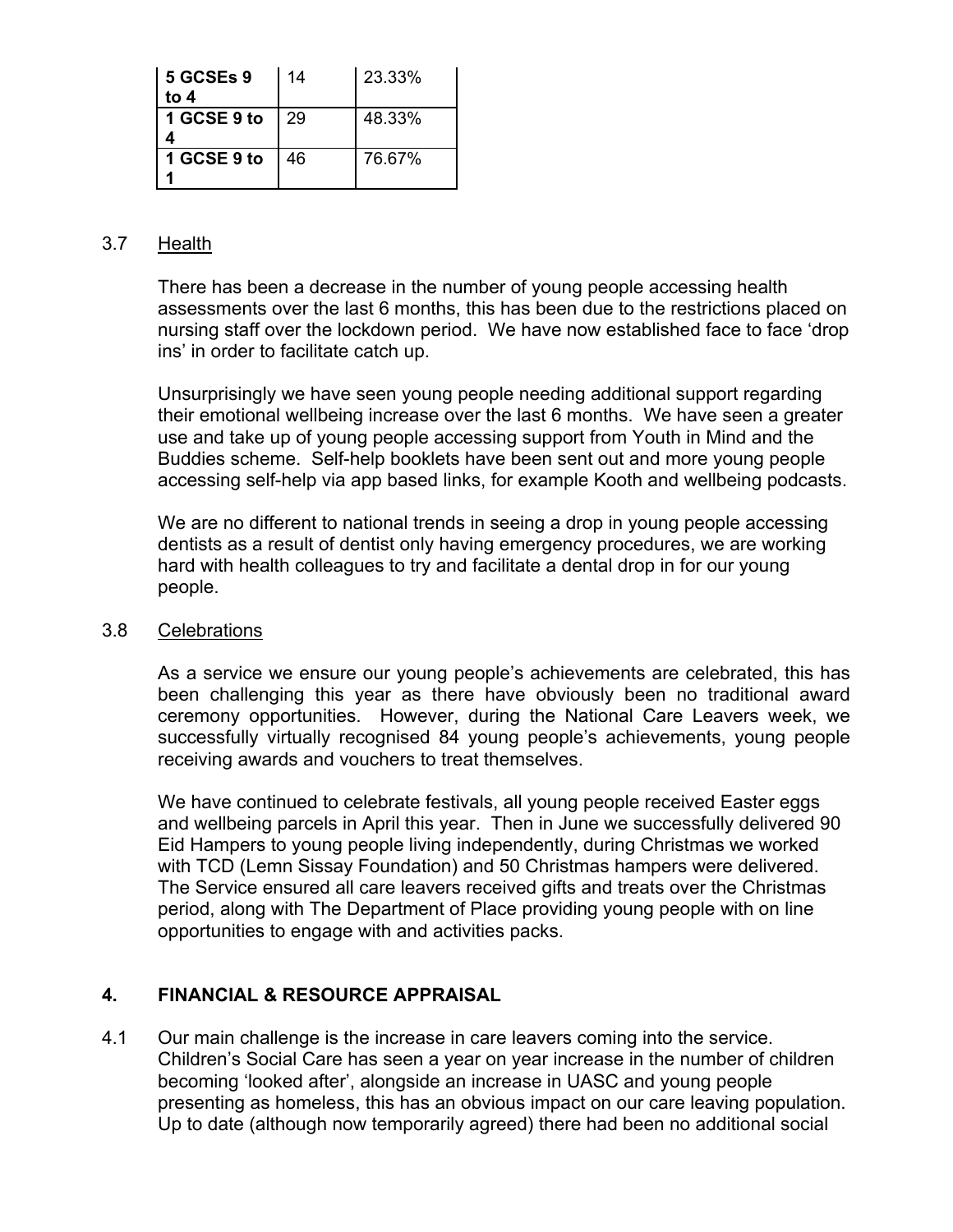| **5 GCSEs 9 to 4** | 14 | 23.33% |
|---|---|---|
| **1 GCSE 9 to 4** | 29 | 48.33% |
| **1 GCSE 9 to 1** | 46 | 76.67% |

3.7 Health

There has been a decrease in the number of young people accessing health assessments over the last 6 months, this has been due to the restrictions placed on nursing staff over the lockdown period. We have now established face to face 'drop ins' in order to facilitate catch up.

Unsurprisingly we have seen young people needing additional support regarding their emotional wellbeing increase over the last 6 months. We have seen a greater use and take up of young people accessing support from Youth in Mind and the Buddies scheme. Self-help booklets have been sent out and more young people accessing self-help via app based links, for example Kooth and wellbeing podcasts.

We are no different to national trends in seeing a drop in young people accessing dentists as a result of dentist only having emergency procedures, we are working hard with health colleagues to try and facilitate a dental drop in for our young people.

3.8 Celebrations

As a service we ensure our young people's achievements are celebrated, this has been challenging this year as there have obviously been no traditional award ceremony opportunities. However, during the National Care Leavers week, we successfully virtually recognised 84 young people's achievements, young people receiving awards and vouchers to treat themselves.

We have continued to celebrate festivals, all young people received Easter eggs and wellbeing parcels in April this year. Then in June we successfully delivered 90 Eid Hampers to young people living independently, during Christmas we worked with TCD (Lemn Sissay Foundation) and 50 Christmas hampers were delivered. The Service ensured all care leavers received gifts and treats over the Christmas period, along with The Department of Place providing young people with on line opportunities to engage with and activities packs.

## 4. FINANCIAL & RESOURCE APPRAISAL

4.1 Our main challenge is the increase in care leavers coming into the service. Children's Social Care has seen a year on year increase in the number of children becoming 'looked after', alongside an increase in UASC and young people presenting as homeless, this has an obvious impact on our care leaving population. Up to date (although now temporarily agreed) there had been no additional social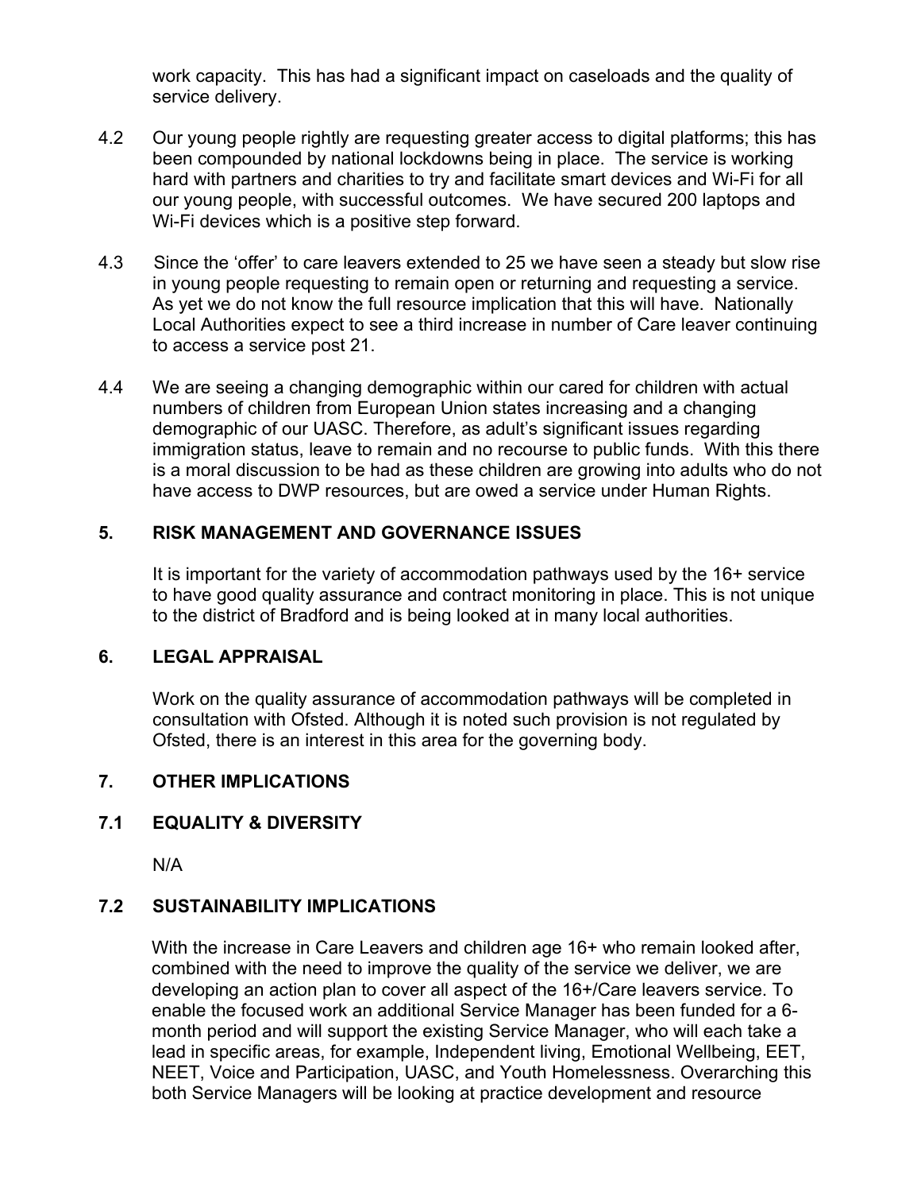work capacity. This has had a significant impact on caseloads and the quality of service delivery.

4.2 Our young people rightly are requesting greater access to digital platforms; this has been compounded by national lockdowns being in place. The service is working hard with partners and charities to try and facilitate smart devices and Wi-Fi for all our young people, with successful outcomes. We have secured 200 laptops and Wi-Fi devices which is a positive step forward.

4.3 Since the 'offer' to care leavers extended to 25 we have seen a steady but slow rise in young people requesting to remain open or returning and requesting a service. As yet we do not know the full resource implication that this will have. Nationally Local Authorities expect to see a third increase in number of Care leaver continuing to access a service post 21.

4.4 We are seeing a changing demographic within our cared for children with actual numbers of children from European Union states increasing and a changing demographic of our UASC. Therefore, as adult's significant issues regarding immigration status, leave to remain and no recourse to public funds. With this there is a moral discussion to be had as these children are growing into adults who do not have access to DWP resources, but are owed a service under Human Rights.

## 5. RISK MANAGEMENT AND GOVERNANCE ISSUES

It is important for the variety of accommodation pathways used by the 16+ service to have good quality assurance and contract monitoring in place. This is not unique to the district of Bradford and is being looked at in many local authorities.

## 6. LEGAL APPRAISAL

Work on the quality assurance of accommodation pathways will be completed in consultation with Ofsted. Although it is noted such provision is not regulated by Ofsted, there is an interest in this area for the governing body.

## 7. OTHER IMPLICATIONS

### 7.1 EQUALITY & DIVERSITY

N/A

### 7.2 SUSTAINABILITY IMPLICATIONS

With the increase in Care Leavers and children age 16+ who remain looked after, combined with the need to improve the quality of the service we deliver, we are developing an action plan to cover all aspect of the 16+/Care leavers service. To enable the focused work an additional Service Manager has been funded for a 6-month period and will support the existing Service Manager, who will each take a lead in specific areas, for example, Independent living, Emotional Wellbeing, EET, NEET, Voice and Participation, UASC, and Youth Homelessness. Overarching this both Service Managers will be looking at practice development and resource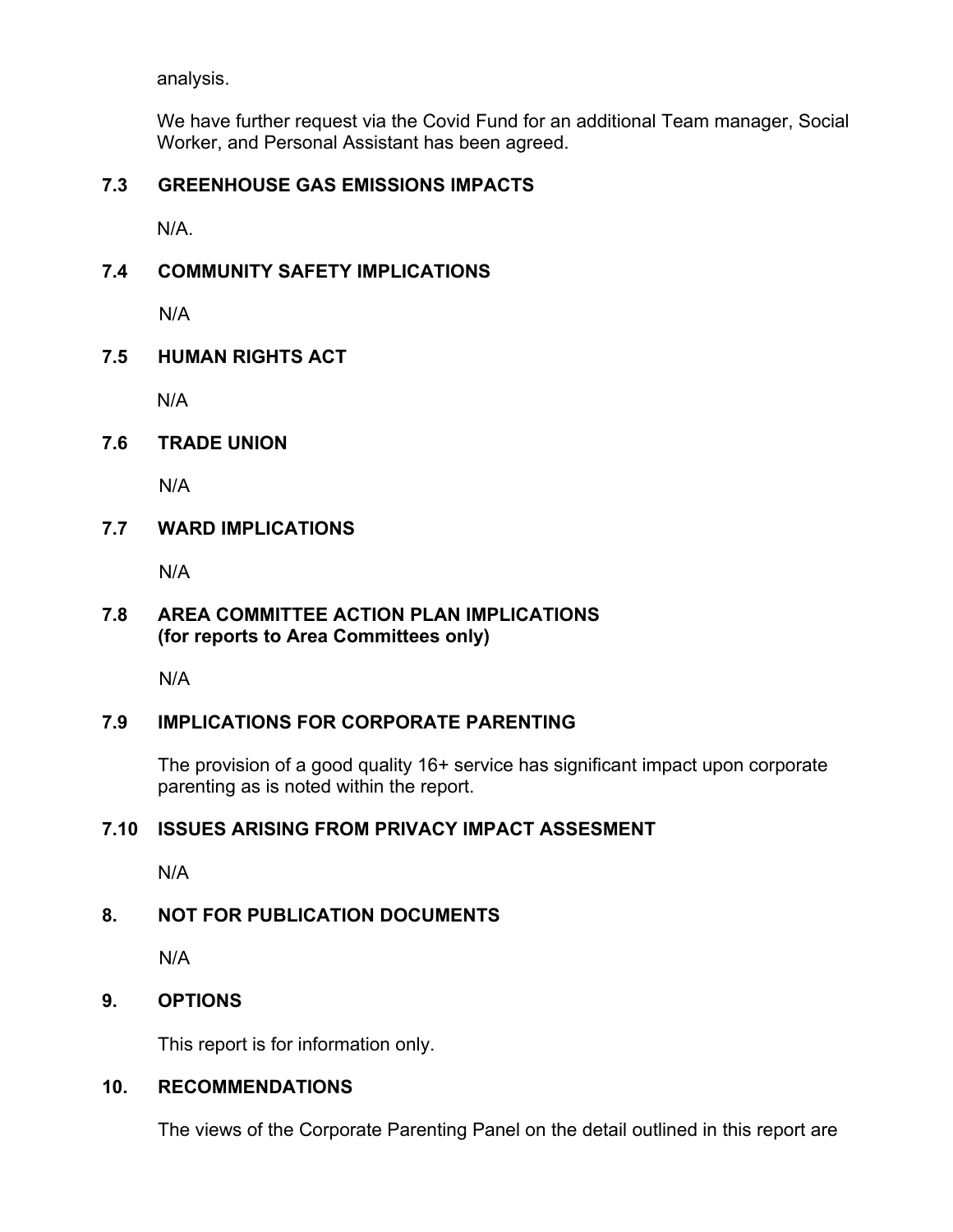analysis.

We have further request via the Covid Fund for an additional Team manager, Social Worker, and Personal Assistant has been agreed.

### 7.3 GREENHOUSE GAS EMISSIONS IMPACTS

N/A.

### 7.4 COMMUNITY SAFETY IMPLICATIONS

N/A

### 7.5 HUMAN RIGHTS ACT

N/A

### 7.6 TRADE UNION

N/A

### 7.7 WARD IMPLICATIONS

N/A

### 7.8 AREA COMMITTEE ACTION PLAN IMPLICATIONS (for reports to Area Committees only)

N/A

### 7.9 IMPLICATIONS FOR CORPORATE PARENTING

The provision of a good quality 16+ service has significant impact upon corporate parenting as is noted within the report.

### 7.10 ISSUES ARISING FROM PRIVACY IMPACT ASSESMENT

N/A

## 8. NOT FOR PUBLICATION DOCUMENTS

N/A

## 9. OPTIONS

This report is for information only.

## 10. RECOMMENDATIONS

The views of the Corporate Parenting Panel on the detail outlined in this report are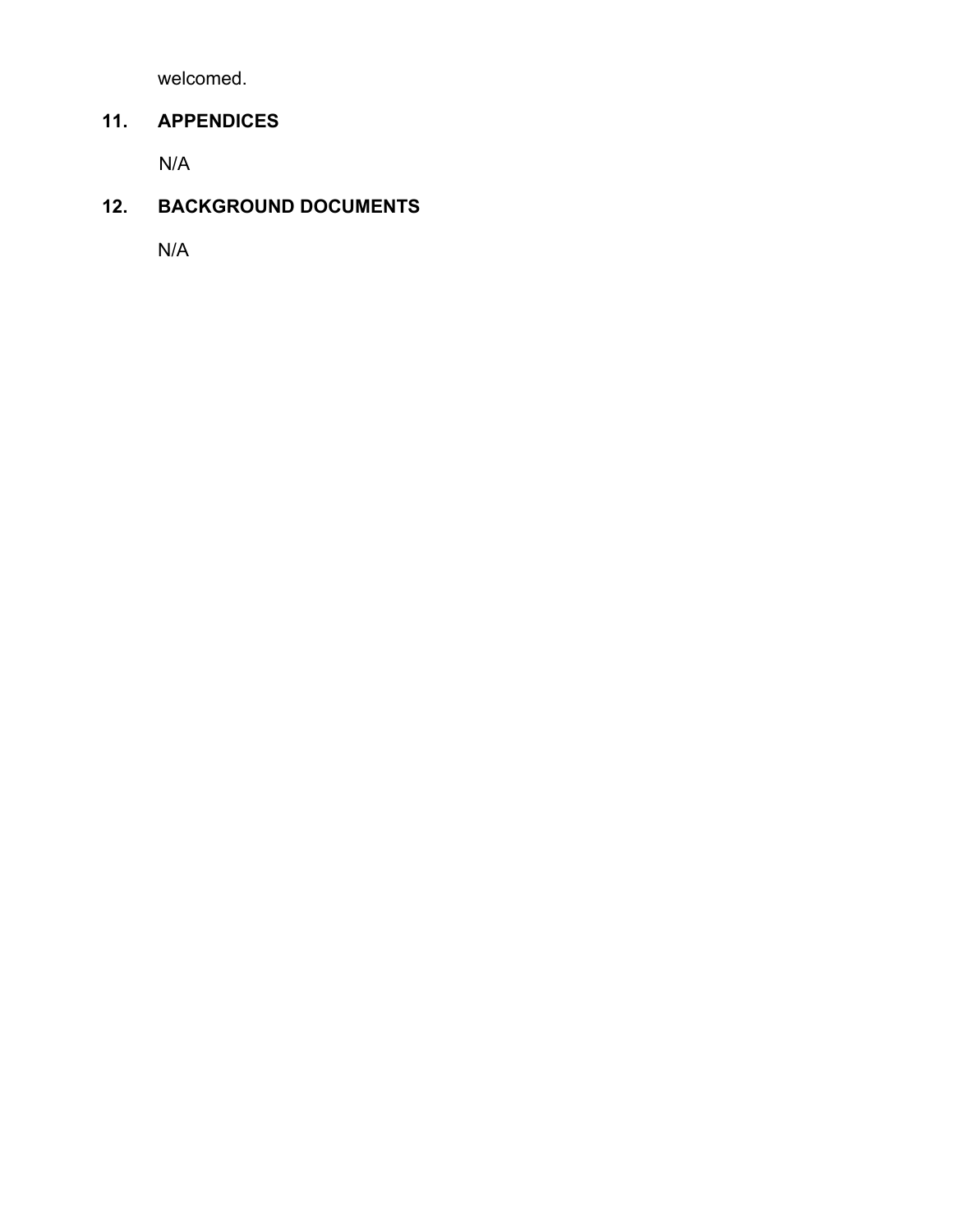welcomed.

## 11. APPENDICES

N/A

## 12. BACKGROUND DOCUMENTS

N/A